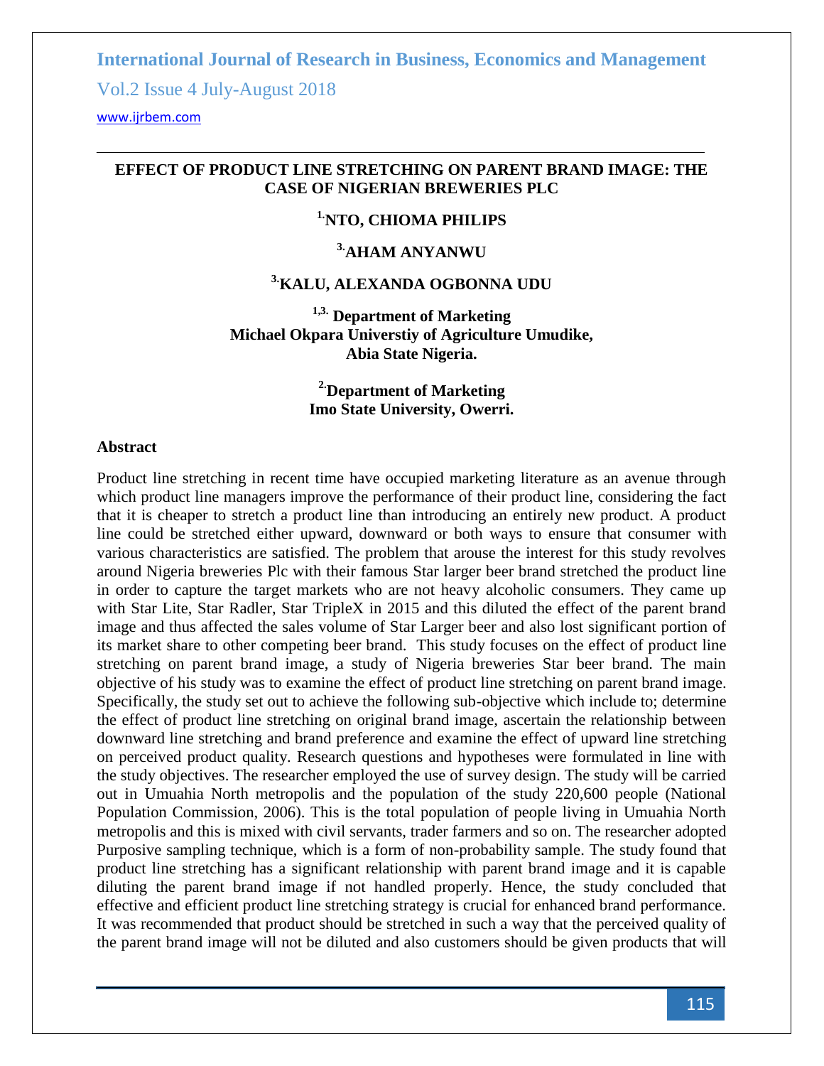# EFFECT OF PRODUCT LINE STRETCHING ON PARENT BRAND IMAGE: THE CASE OF NIGERIAN BREWERIES PLC

**[1.]NTO, CHIOMA PHILIPS**

**[3.]AHAM ANYANWU**

**[3.]KALU, ALEXANDA OGBONNA UDU**

**[1,3.] Department of Marketing**
**Michael Okpara Universtiy of Agriculture Umudike,**
**Abia State Nigeria.**

**[2.]Department of Marketing**
**Imo State University, Owerri.**

## Abstract

Product line stretching in recent time have occupied marketing literature as an avenue through which product line managers improve the performance of their product line, considering the fact that it is cheaper to stretch a product line than introducing an entirely new product. A product line could be stretched either upward, downward or both ways to ensure that consumer with various characteristics are satisfied. The problem that arouse the interest for this study revolves around Nigeria breweries Plc with their famous Star larger beer brand stretched the product line in order to capture the target markets who are not heavy alcoholic consumers. They came up with Star Lite, Star Radler, Star TripleX in 2015 and this diluted the effect of the parent brand image and thus affected the sales volume of Star Larger beer and also lost significant portion of its market share to other competing beer brand. This study focuses on the effect of product line stretching on parent brand image, a study of Nigeria breweries Star beer brand. The main objective of his study was to examine the effect of product line stretching on parent brand image. Specifically, the study set out to achieve the following sub-objective which include to; determine the effect of product line stretching on original brand image, ascertain the relationship between downward line stretching and brand preference and examine the effect of upward line stretching on perceived product quality. Research questions and hypotheses were formulated in line with the study objectives. The researcher employed the use of survey design. The study will be carried out in Umuahia North metropolis and the population of the study 220,600 people (National Population Commission, 2006). This is the total population of people living in Umuahia North metropolis and this is mixed with civil servants, trader farmers and so on. The researcher adopted Purposive sampling technique, which is a form of non-probability sample. The study found that product line stretching has a significant relationship with parent brand image and it is capable diluting the parent brand image if not handled properly. Hence, the study concluded that effective and efficient product line stretching strategy is crucial for enhanced brand performance. It was recommended that product should be stretched in such a way that the perceived quality of the parent brand image will not be diluted and also customers should be given products that will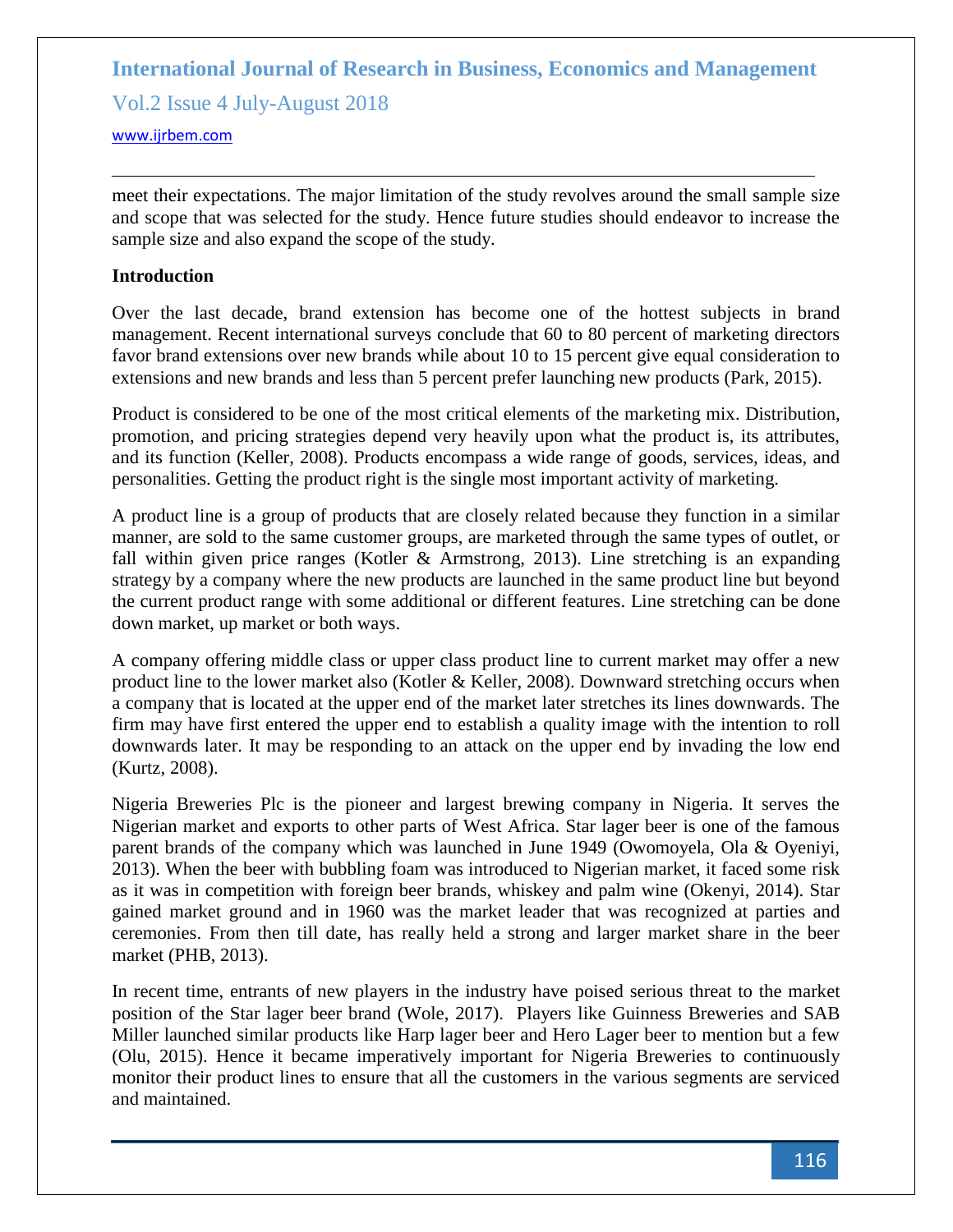meet their expectations. The major limitation of the study revolves around the small sample size and scope that was selected for the study. Hence future studies should endeavor to increase the sample size and also expand the scope of the study.

## Introduction

Over the last decade, brand extension has become one of the hottest subjects in brand management. Recent international surveys conclude that 60 to 80 percent of marketing directors favor brand extensions over new brands while about 10 to 15 percent give equal consideration to extensions and new brands and less than 5 percent prefer launching new products (Park, 2015).

Product is considered to be one of the most critical elements of the marketing mix. Distribution, promotion, and pricing strategies depend very heavily upon what the product is, its attributes, and its function (Keller, 2008). Products encompass a wide range of goods, services, ideas, and personalities. Getting the product right is the single most important activity of marketing.

A product line is a group of products that are closely related because they function in a similar manner, are sold to the same customer groups, are marketed through the same types of outlet, or fall within given price ranges (Kotler & Armstrong, 2013). Line stretching is an expanding strategy by a company where the new products are launched in the same product line but beyond the current product range with some additional or different features. Line stretching can be done down market, up market or both ways.

A company offering middle class or upper class product line to current market may offer a new product line to the lower market also (Kotler & Keller, 2008). Downward stretching occurs when a company that is located at the upper end of the market later stretches its lines downwards. The firm may have first entered the upper end to establish a quality image with the intention to roll downwards later. It may be responding to an attack on the upper end by invading the low end (Kurtz, 2008).

Nigeria Breweries Plc is the pioneer and largest brewing company in Nigeria. It serves the Nigerian market and exports to other parts of West Africa. Star lager beer is one of the famous parent brands of the company which was launched in June 1949 (Owomoyela, Ola & Oyeniyi, 2013). When the beer with bubbling foam was introduced to Nigerian market, it faced some risk as it was in competition with foreign beer brands, whiskey and palm wine (Okenyi, 2014). Star gained market ground and in 1960 was the market leader that was recognized at parties and ceremonies. From then till date, has really held a strong and larger market share in the beer market (PHB, 2013).

In recent time, entrants of new players in the industry have poised serious threat to the market position of the Star lager beer brand (Wole, 2017). Players like Guinness Breweries and SAB Miller launched similar products like Harp lager beer and Hero Lager beer to mention but a few (Olu, 2015). Hence it became imperatively important for Nigeria Breweries to continuously monitor their product lines to ensure that all the customers in the various segments are serviced and maintained.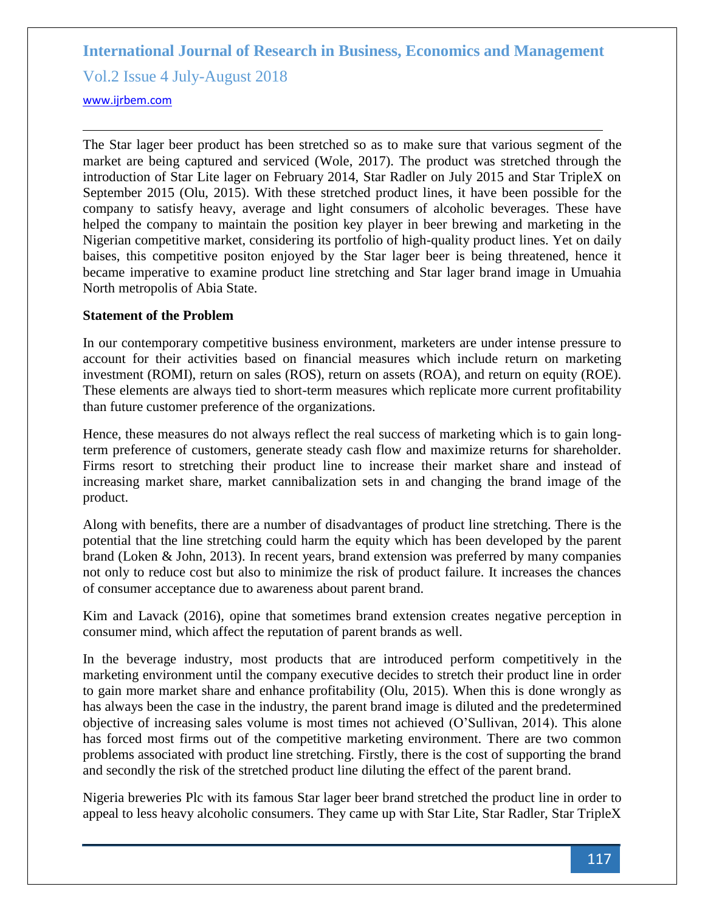The Star lager beer product has been stretched so as to make sure that various segment of the market are being captured and serviced (Wole, 2017). The product was stretched through the introduction of Star Lite lager on February 2014, Star Radler on July 2015 and Star TripleX on September 2015 (Olu, 2015). With these stretched product lines, it have been possible for the company to satisfy heavy, average and light consumers of alcoholic beverages. These have helped the company to maintain the position key player in beer brewing and marketing in the Nigerian competitive market, considering its portfolio of high-quality product lines. Yet on daily baises, this competitive positon enjoyed by the Star lager beer is being threatened, hence it became imperative to examine product line stretching and Star lager brand image in Umuahia North metropolis of Abia State.

**Statement of the Problem**

In our contemporary competitive business environment, marketers are under intense pressure to account for their activities based on financial measures which include return on marketing investment (ROMI), return on sales (ROS), return on assets (ROA), and return on equity (ROE). These elements are always tied to short-term measures which replicate more current profitability than future customer preference of the organizations.

Hence, these measures do not always reflect the real success of marketing which is to gain long-term preference of customers, generate steady cash flow and maximize returns for shareholder. Firms resort to stretching their product line to increase their market share and instead of increasing market share, market cannibalization sets in and changing the brand image of the product.

Along with benefits, there are a number of disadvantages of product line stretching. There is the potential that the line stretching could harm the equity which has been developed by the parent brand (Loken & John, 2013). In recent years, brand extension was preferred by many companies not only to reduce cost but also to minimize the risk of product failure. It increases the chances of consumer acceptance due to awareness about parent brand.

Kim and Lavack (2016), opine that sometimes brand extension creates negative perception in consumer mind, which affect the reputation of parent brands as well.

In the beverage industry, most products that are introduced perform competitively in the marketing environment until the company executive decides to stretch their product line in order to gain more market share and enhance profitability (Olu, 2015). When this is done wrongly as has always been the case in the industry, the parent brand image is diluted and the predetermined objective of increasing sales volume is most times not achieved (O'Sullivan, 2014). This alone has forced most firms out of the competitive marketing environment. There are two common problems associated with product line stretching. Firstly, there is the cost of supporting the brand and secondly the risk of the stretched product line diluting the effect of the parent brand.

Nigeria breweries Plc with its famous Star lager beer brand stretched the product line in order to appeal to less heavy alcoholic consumers. They came up with Star Lite, Star Radler, Star TripleX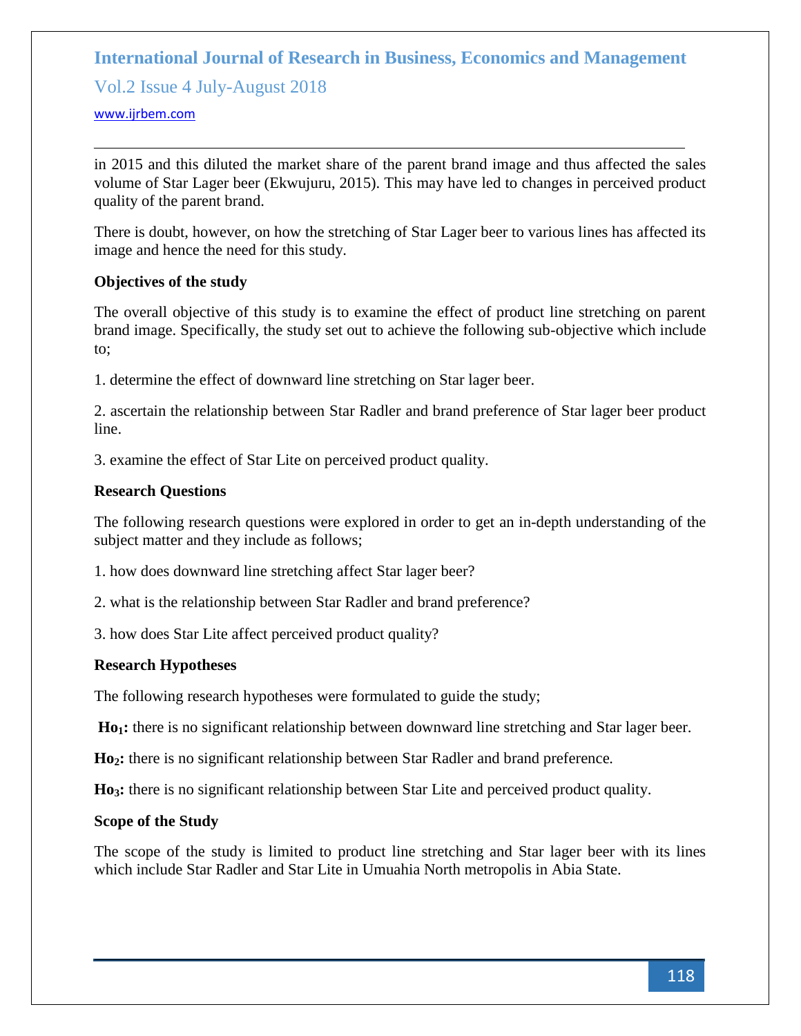in 2015 and this diluted the market share of the parent brand image and thus affected the sales volume of Star Lager beer (Ekwujuru, 2015). This may have led to changes in perceived product quality of the parent brand.

There is doubt, however, on how the stretching of Star Lager beer to various lines has affected its image and hence the need for this study.

**Objectives of the study**

The overall objective of this study is to examine the effect of product line stretching on parent brand image. Specifically, the study set out to achieve the following sub-objective which include to;

1. determine the effect of downward line stretching on Star lager beer.

2. ascertain the relationship between Star Radler and brand preference of Star lager beer product line.

3. examine the effect of Star Lite on perceived product quality.

**Research Questions**

The following research questions were explored in order to get an in-depth understanding of the subject matter and they include as follows;

1. how does downward line stretching affect Star lager beer?

2. what is the relationship between Star Radler and brand preference?

3. how does Star Lite affect perceived product quality?

**Research Hypotheses**

The following research hypotheses were formulated to guide the study;

**$Ho_1$:** there is no significant relationship between downward line stretching and Star lager beer.

**$Ho_2$:** there is no significant relationship between Star Radler and brand preference.

**$Ho_3$:** there is no significant relationship between Star Lite and perceived product quality.

**Scope of the Study**

The scope of the study is limited to product line stretching and Star lager beer with its lines which include Star Radler and Star Lite in Umuahia North metropolis in Abia State.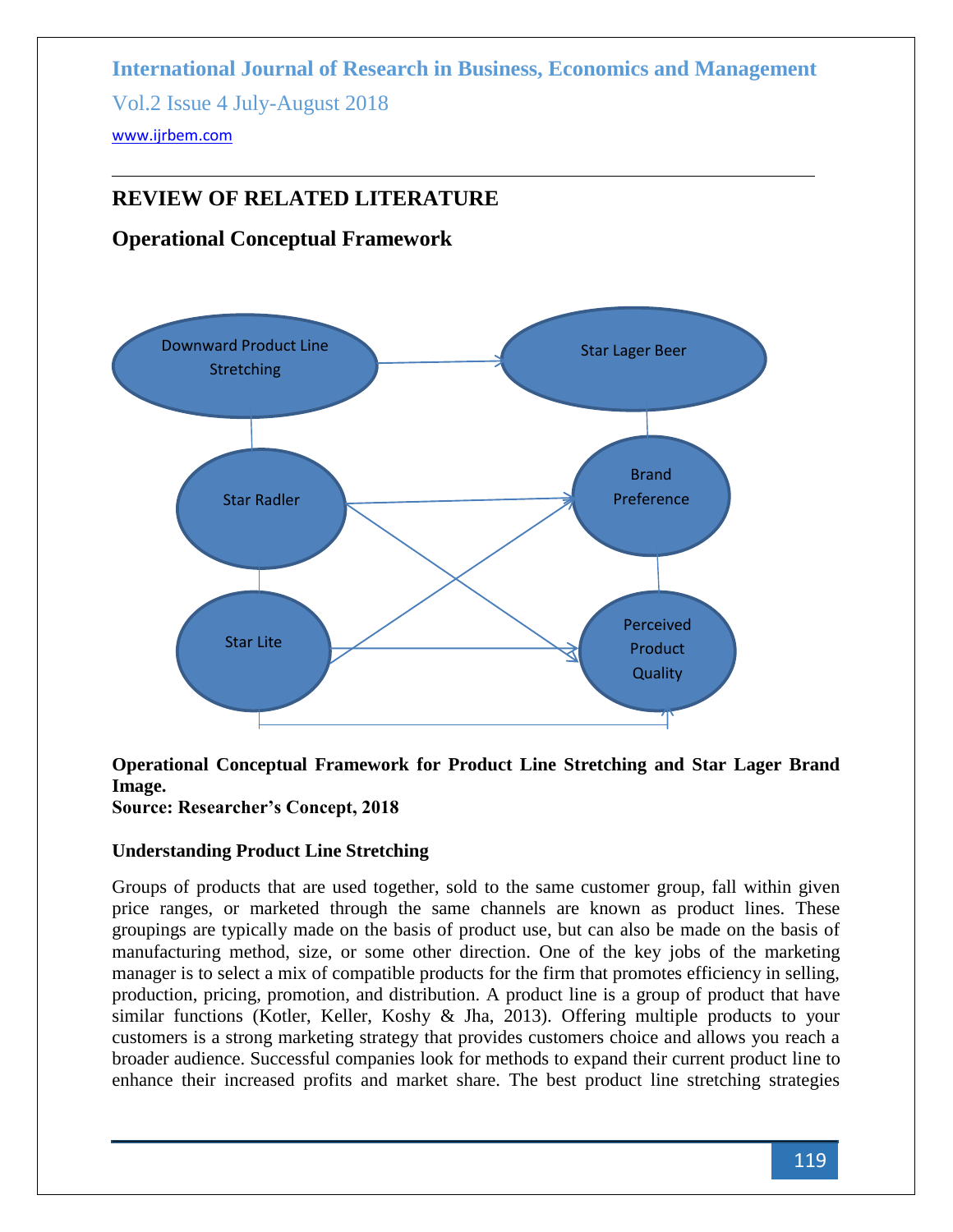## REVIEW OF RELATED LITERATURE

### Operational Conceptual Framework

**Operational Conceptual Framework for Product Line Stretching and Star Lager Brand Image.**
**Source: Researcher's Concept, 2018**

#### Understanding Product Line Stretching

Groups of products that are used together, sold to the same customer group, fall within given price ranges, or marketed through the same channels are known as product lines. These groupings are typically made on the basis of product use, but can also be made on the basis of manufacturing method, size, or some other direction. One of the key jobs of the marketing manager is to select a mix of compatible products for the firm that promotes efficiency in selling, production, pricing, promotion, and distribution. A product line is a group of product that have similar functions (Kotler, Keller, Koshy & Jha, 2013). Offering multiple products to your customers is a strong marketing strategy that provides customers choice and allows you reach a broader audience. Successful companies look for methods to expand their current product line to enhance their increased profits and market share. The best product line stretching strategies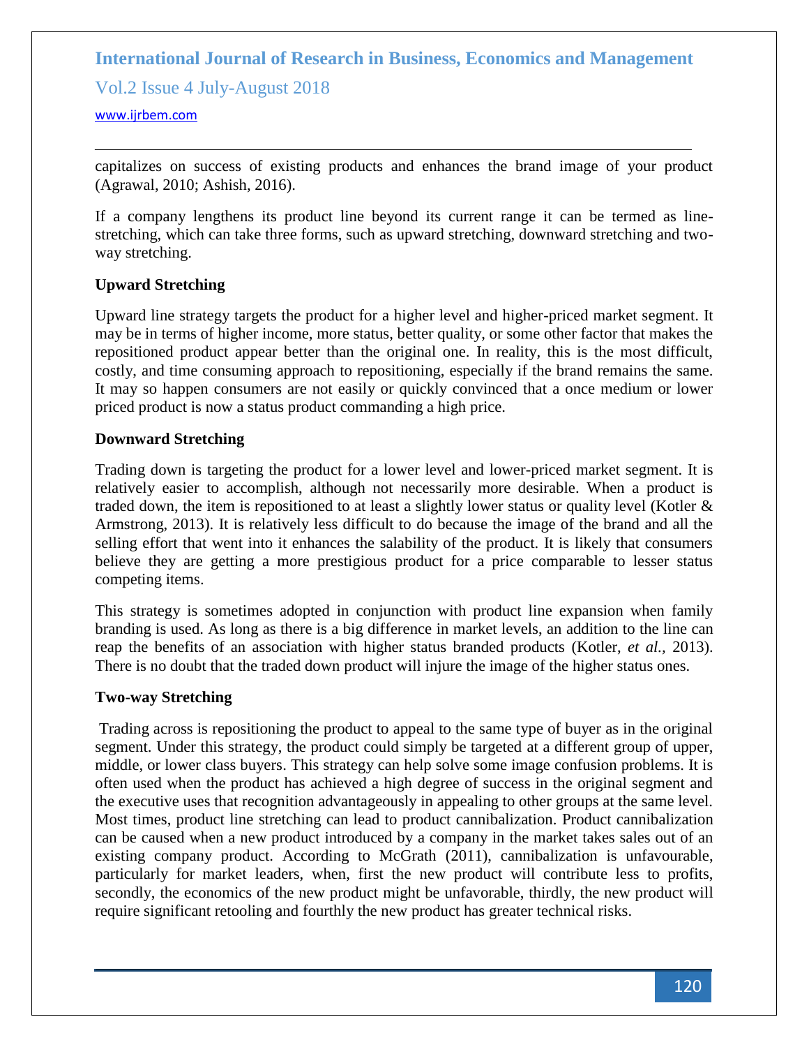capitalizes on success of existing products and enhances the brand image of your product (Agrawal, 2010; Ashish, 2016).

If a company lengthens its product line beyond its current range it can be termed as line-stretching, which can take three forms, such as upward stretching, downward stretching and two-way stretching.

**Upward Stretching**

Upward line strategy targets the product for a higher level and higher-priced market segment. It may be in terms of higher income, more status, better quality, or some other factor that makes the repositioned product appear better than the original one. In reality, this is the most difficult, costly, and time consuming approach to repositioning, especially if the brand remains the same. It may so happen consumers are not easily or quickly convinced that a once medium or lower priced product is now a status product commanding a high price.

**Downward Stretching**

Trading down is targeting the product for a lower level and lower-priced market segment. It is relatively easier to accomplish, although not necessarily more desirable. When a product is traded down, the item is repositioned to at least a slightly lower status or quality level (Kotler & Armstrong, 2013). It is relatively less difficult to do because the image of the brand and all the selling effort that went into it enhances the salability of the product. It is likely that consumers believe they are getting a more prestigious product for a price comparable to lesser status competing items.

This strategy is sometimes adopted in conjunction with product line expansion when family branding is used. As long as there is a big difference in market levels, an addition to the line can reap the benefits of an association with higher status branded products (Kotler, *et al.,* 2013). There is no doubt that the traded down product will injure the image of the higher status ones.

**Two-way Stretching**

Trading across is repositioning the product to appeal to the same type of buyer as in the original segment. Under this strategy, the product could simply be targeted at a different group of upper, middle, or lower class buyers. This strategy can help solve some image confusion problems. It is often used when the product has achieved a high degree of success in the original segment and the executive uses that recognition advantageously in appealing to other groups at the same level. Most times, product line stretching can lead to product cannibalization. Product cannibalization can be caused when a new product introduced by a company in the market takes sales out of an existing company product. According to McGrath (2011), cannibalization is unfavourable, particularly for market leaders, when, first the new product will contribute less to profits, secondly, the economics of the new product might be unfavorable, thirdly, the new product will require significant retooling and fourthly the new product has greater technical risks.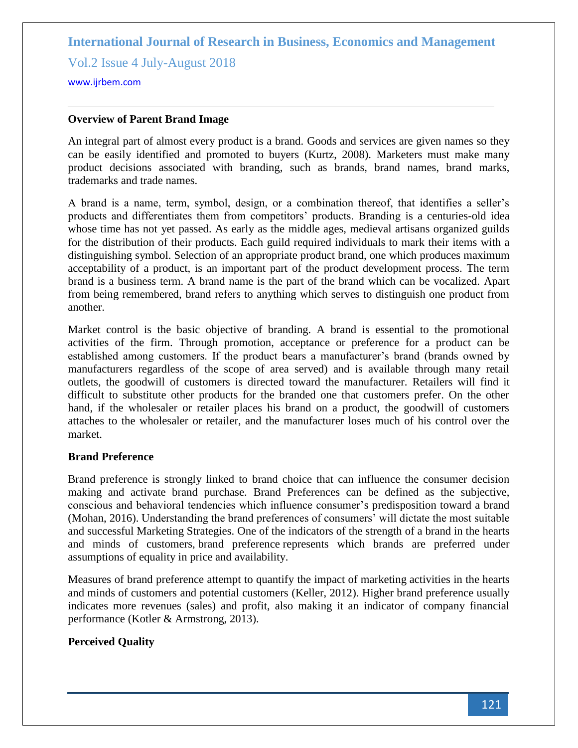**Overview of Parent Brand Image**

An integral part of almost every product is a brand. Goods and services are given names so they can be easily identified and promoted to buyers (Kurtz, 2008). Marketers must make many product decisions associated with branding, such as brands, brand names, brand marks, trademarks and trade names.

A brand is a name, term, symbol, design, or a combination thereof, that identifies a seller's products and differentiates them from competitors' products. Branding is a centuries-old idea whose time has not yet passed. As early as the middle ages, medieval artisans organized guilds for the distribution of their products. Each guild required individuals to mark their items with a distinguishing symbol. Selection of an appropriate product brand, one which produces maximum acceptability of a product, is an important part of the product development process. The term brand is a business term. A brand name is the part of the brand which can be vocalized. Apart from being remembered, brand refers to anything which serves to distinguish one product from another.

Market control is the basic objective of branding. A brand is essential to the promotional activities of the firm. Through promotion, acceptance or preference for a product can be established among customers. If the product bears a manufacturer's brand (brands owned by manufacturers regardless of the scope of area served) and is available through many retail outlets, the goodwill of customers is directed toward the manufacturer. Retailers will find it difficult to substitute other products for the branded one that customers prefer. On the other hand, if the wholesaler or retailer places his brand on a product, the goodwill of customers attaches to the wholesaler or retailer, and the manufacturer loses much of his control over the market.

**Brand Preference**

Brand preference is strongly linked to brand choice that can influence the consumer decision making and activate brand purchase. Brand Preferences can be defined as the subjective, conscious and behavioral tendencies which influence consumer's predisposition toward a brand (Mohan, 2016). Understanding the brand preferences of consumers' will dictate the most suitable and successful Marketing Strategies. One of the indicators of the strength of a brand in the hearts and minds of customers, brand preference represents which brands are preferred under assumptions of equality in price and availability.

Measures of brand preference attempt to quantify the impact of marketing activities in the hearts and minds of customers and potential customers (Keller, 2012). Higher brand preference usually indicates more revenues (sales) and profit, also making it an indicator of company financial performance (Kotler & Armstrong, 2013).

**Perceived Quality**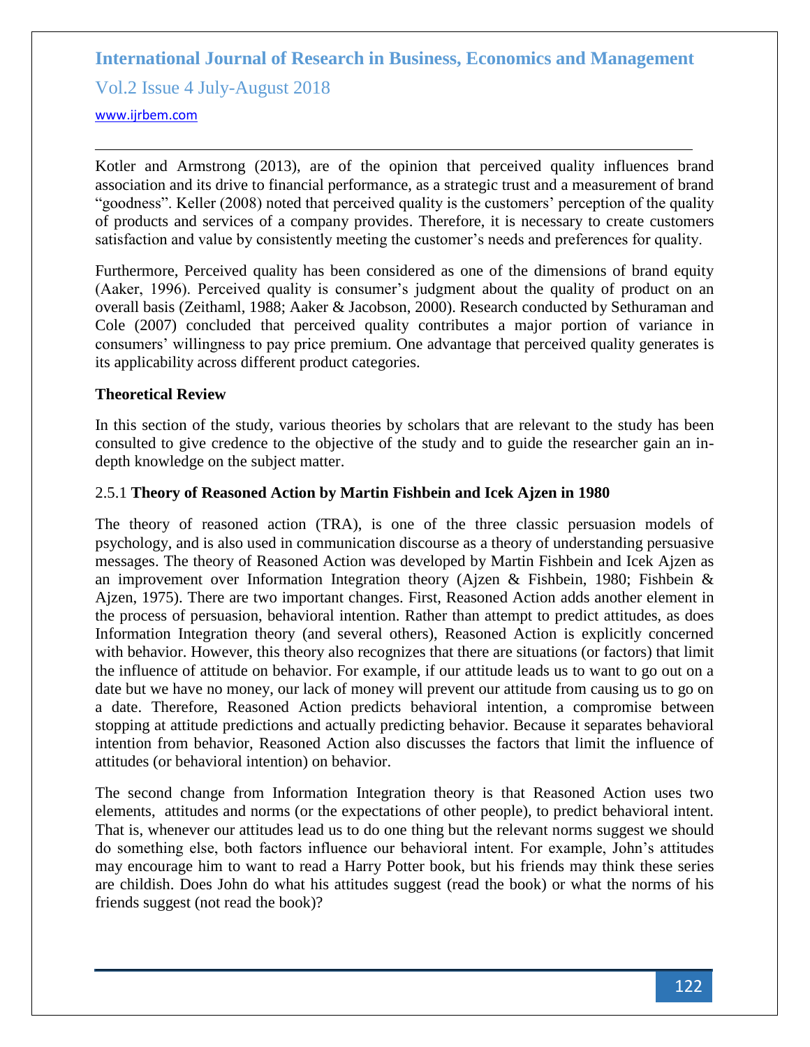Kotler and Armstrong (2013), are of the opinion that perceived quality influences brand association and its drive to financial performance, as a strategic trust and a measurement of brand "goodness". Keller (2008) noted that perceived quality is the customers' perception of the quality of products and services of a company provides. Therefore, it is necessary to create customers satisfaction and value by consistently meeting the customer's needs and preferences for quality.

Furthermore, Perceived quality has been considered as one of the dimensions of brand equity (Aaker, 1996). Perceived quality is consumer's judgment about the quality of product on an overall basis (Zeithaml, 1988; Aaker & Jacobson, 2000). Research conducted by Sethuraman and Cole (2007) concluded that perceived quality contributes a major portion of variance in consumers' willingness to pay price premium. One advantage that perceived quality generates is its applicability across different product categories.

**Theoretical Review**

In this section of the study, various theories by scholars that are relevant to the study has been consulted to give credence to the objective of the study and to guide the researcher gain an in-depth knowledge on the subject matter.

2.5.1 **Theory of Reasoned Action by Martin Fishbein and Icek Ajzen in 1980**

The theory of reasoned action (TRA), is one of the three classic persuasion models of psychology, and is also used in communication discourse as a theory of understanding persuasive messages. The theory of Reasoned Action was developed by Martin Fishbein and Icek Ajzen as an improvement over Information Integration theory (Ajzen & Fishbein, 1980; Fishbein & Ajzen, 1975). There are two important changes. First, Reasoned Action adds another element in the process of persuasion, behavioral intention. Rather than attempt to predict attitudes, as does Information Integration theory (and several others), Reasoned Action is explicitly concerned with behavior. However, this theory also recognizes that there are situations (or factors) that limit the influence of attitude on behavior. For example, if our attitude leads us to want to go out on a date but we have no money, our lack of money will prevent our attitude from causing us to go on a date. Therefore, Reasoned Action predicts behavioral intention, a compromise between stopping at attitude predictions and actually predicting behavior. Because it separates behavioral intention from behavior, Reasoned Action also discusses the factors that limit the influence of attitudes (or behavioral intention) on behavior.

The second change from Information Integration theory is that Reasoned Action uses two elements, attitudes and norms (or the expectations of other people), to predict behavioral intent. That is, whenever our attitudes lead us to do one thing but the relevant norms suggest we should do something else, both factors influence our behavioral intent. For example, John's attitudes may encourage him to want to read a Harry Potter book, but his friends may think these series are childish. Does John do what his attitudes suggest (read the book) or what the norms of his friends suggest (not read the book)?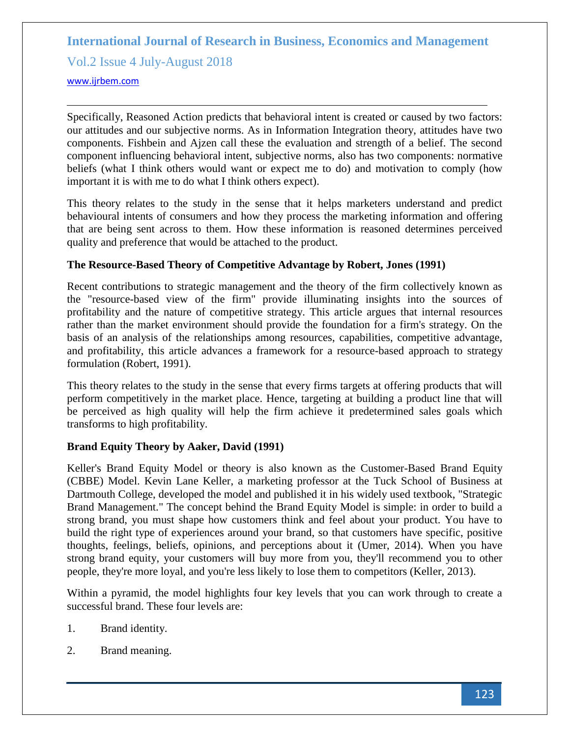Specifically, Reasoned Action predicts that behavioral intent is created or caused by two factors: our attitudes and our subjective norms. As in Information Integration theory, attitudes have two components. Fishbein and Ajzen call these the evaluation and strength of a belief. The second component influencing behavioral intent, subjective norms, also has two components: normative beliefs (what I think others would want or expect me to do) and motivation to comply (how important it is with me to do what I think others expect).

This theory relates to the study in the sense that it helps marketers understand and predict behavioural intents of consumers and how they process the marketing information and offering that are being sent across to them. How these information is reasoned determines perceived quality and preference that would be attached to the product.

**The Resource-Based Theory of Competitive Advantage by Robert, Jones (1991)**

Recent contributions to strategic management and the theory of the firm collectively known as the "resource-based view of the firm" provide illuminating insights into the sources of profitability and the nature of competitive strategy. This article argues that internal resources rather than the market environment should provide the foundation for a firm's strategy. On the basis of an analysis of the relationships among resources, capabilities, competitive advantage, and profitability, this article advances a framework for a resource-based approach to strategy formulation (Robert, 1991).

This theory relates to the study in the sense that every firms targets at offering products that will perform competitively in the market place. Hence, targeting at building a product line that will be perceived as high quality will help the firm achieve it predetermined sales goals which transforms to high profitability.

**Brand Equity Theory by Aaker, David (1991)**

Keller's Brand Equity Model or theory is also known as the Customer-Based Brand Equity (CBBE) Model. Kevin Lane Keller, a marketing professor at the Tuck School of Business at Dartmouth College, developed the model and published it in his widely used textbook, "Strategic Brand Management." The concept behind the Brand Equity Model is simple: in order to build a strong brand, you must shape how customers think and feel about your product. You have to build the right type of experiences around your brand, so that customers have specific, positive thoughts, feelings, beliefs, opinions, and perceptions about it (Umer, 2014). When you have strong brand equity, your customers will buy more from you, they'll recommend you to other people, they're more loyal, and you're less likely to lose them to competitors (Keller, 2013).

Within a pyramid, the model highlights four key levels that you can work through to create a successful brand. These four levels are:

1. Brand identity.
2. Brand meaning.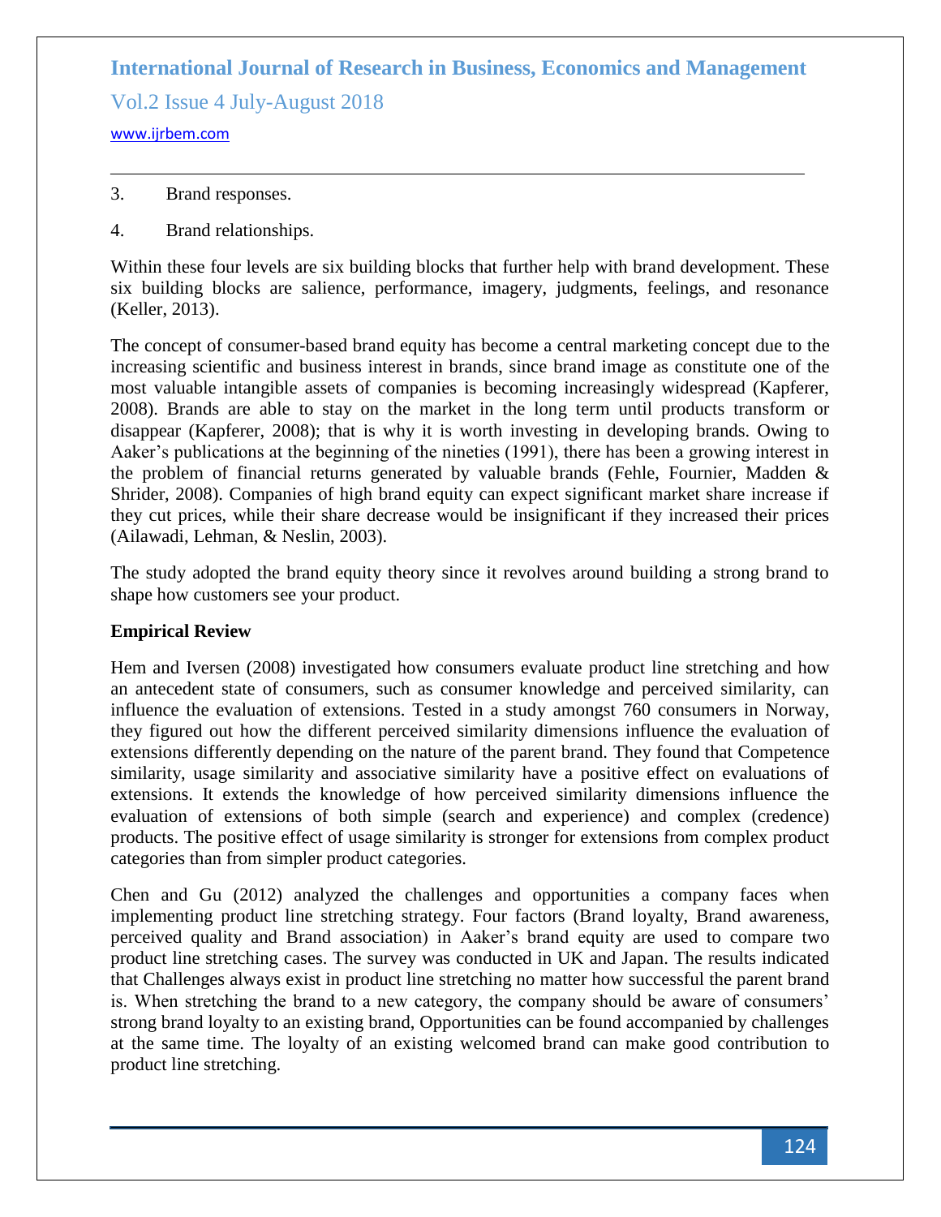3. Brand responses.

4. Brand relationships.

Within these four levels are six building blocks that further help with brand development. These six building blocks are salience, performance, imagery, judgments, feelings, and resonance (Keller, 2013).

The concept of consumer-based brand equity has become a central marketing concept due to the increasing scientific and business interest in brands, since brand image as constitute one of the most valuable intangible assets of companies is becoming increasingly widespread (Kapferer, 2008). Brands are able to stay on the market in the long term until products transform or disappear (Kapferer, 2008); that is why it is worth investing in developing brands. Owing to Aaker's publications at the beginning of the nineties (1991), there has been a growing interest in the problem of financial returns generated by valuable brands (Fehle, Fournier, Madden & Shrider, 2008). Companies of high brand equity can expect significant market share increase if they cut prices, while their share decrease would be insignificant if they increased their prices (Ailawadi, Lehman, & Neslin, 2003).

The study adopted the brand equity theory since it revolves around building a strong brand to shape how customers see your product.

**Empirical Review**

Hem and Iversen (2008) investigated how consumers evaluate product line stretching and how an antecedent state of consumers, such as consumer knowledge and perceived similarity, can influence the evaluation of extensions. Tested in a study amongst 760 consumers in Norway, they figured out how the different perceived similarity dimensions influence the evaluation of extensions differently depending on the nature of the parent brand. They found that Competence similarity, usage similarity and associative similarity have a positive effect on evaluations of extensions. It extends the knowledge of how perceived similarity dimensions influence the evaluation of extensions of both simple (search and experience) and complex (credence) products. The positive effect of usage similarity is stronger for extensions from complex product categories than from simpler product categories.

Chen and Gu (2012) analyzed the challenges and opportunities a company faces when implementing product line stretching strategy. Four factors (Brand loyalty, Brand awareness, perceived quality and Brand association) in Aaker's brand equity are used to compare two product line stretching cases. The survey was conducted in UK and Japan. The results indicated that Challenges always exist in product line stretching no matter how successful the parent brand is. When stretching the brand to a new category, the company should be aware of consumers' strong brand loyalty to an existing brand, Opportunities can be found accompanied by challenges at the same time. The loyalty of an existing welcomed brand can make good contribution to product line stretching.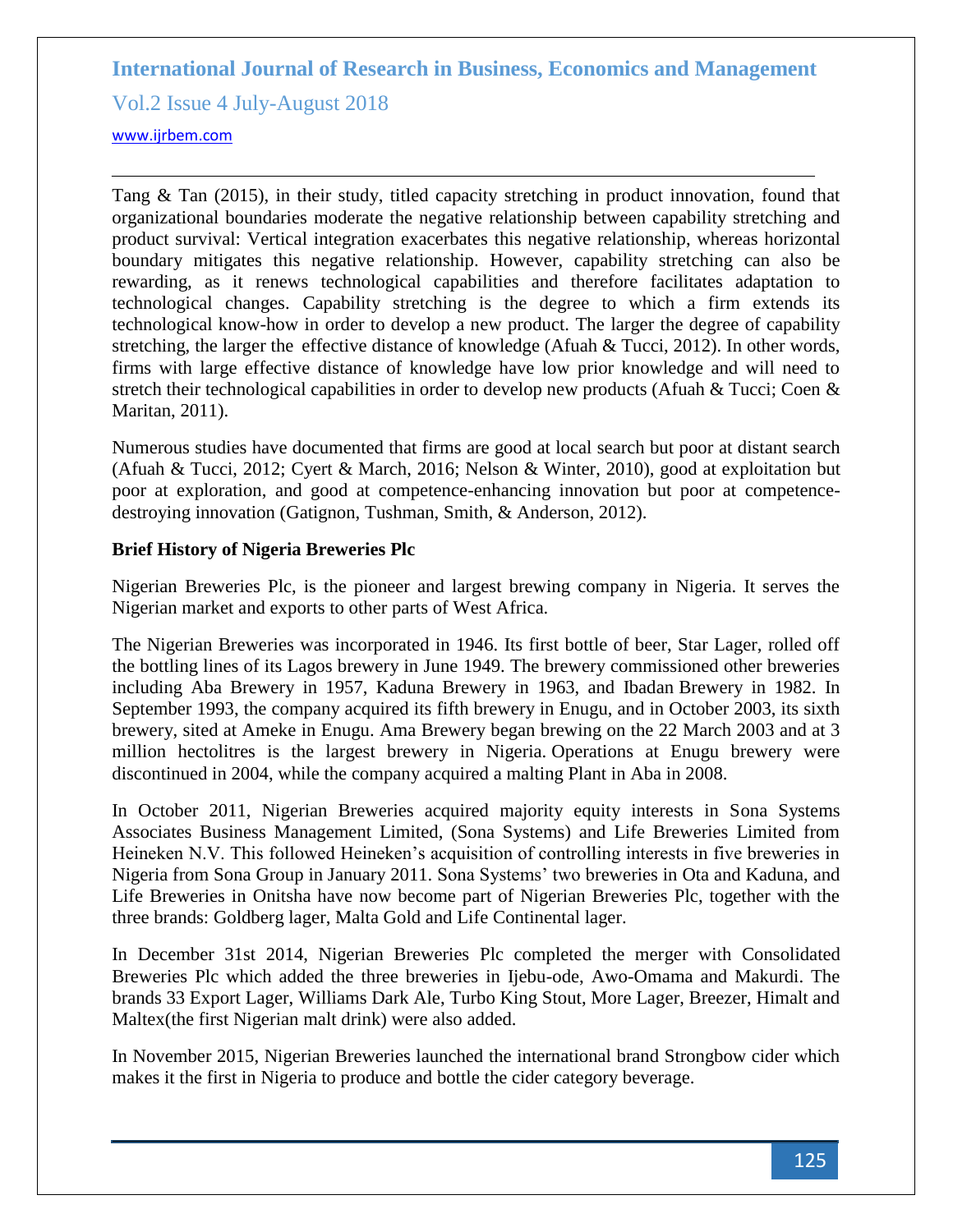Tang & Tan (2015), in their study, titled capacity stretching in product innovation, found that organizational boundaries moderate the negative relationship between capability stretching and product survival: Vertical integration exacerbates this negative relationship, whereas horizontal boundary mitigates this negative relationship. However, capability stretching can also be rewarding, as it renews technological capabilities and therefore facilitates adaptation to technological changes. Capability stretching is the degree to which a firm extends its technological know-how in order to develop a new product. The larger the degree of capability stretching, the larger the effective distance of knowledge (Afuah & Tucci, 2012). In other words, firms with large effective distance of knowledge have low prior knowledge and will need to stretch their technological capabilities in order to develop new products (Afuah & Tucci; Coen & Maritan, 2011).

Numerous studies have documented that firms are good at local search but poor at distant search (Afuah & Tucci, 2012; Cyert & March, 2016; Nelson & Winter, 2010), good at exploitation but poor at exploration, and good at competence-enhancing innovation but poor at competence-destroying innovation (Gatignon, Tushman, Smith, & Anderson, 2012).

**Brief History of Nigeria Breweries Plc**

Nigerian Breweries Plc, is the pioneer and largest brewing company in Nigeria. It serves the Nigerian market and exports to other parts of West Africa.

The Nigerian Breweries was incorporated in 1946. Its first bottle of beer, Star Lager, rolled off the bottling lines of its Lagos brewery in June 1949. The brewery commissioned other breweries including Aba Brewery in 1957, Kaduna Brewery in 1963, and Ibadan Brewery in 1982. In September 1993, the company acquired its fifth brewery in Enugu, and in October 2003, its sixth brewery, sited at Ameke in Enugu. Ama Brewery began brewing on the 22 March 2003 and at 3 million hectolitres is the largest brewery in Nigeria. Operations at Enugu brewery were discontinued in 2004, while the company acquired a malting Plant in Aba in 2008.

In October 2011, Nigerian Breweries acquired majority equity interests in Sona Systems Associates Business Management Limited, (Sona Systems) and Life Breweries Limited from Heineken N.V. This followed Heineken's acquisition of controlling interests in five breweries in Nigeria from Sona Group in January 2011. Sona Systems' two breweries in Ota and Kaduna, and Life Breweries in Onitsha have now become part of Nigerian Breweries Plc, together with the three brands: Goldberg lager, Malta Gold and Life Continental lager.

In December 31st 2014, Nigerian Breweries Plc completed the merger with Consolidated Breweries Plc which added the three breweries in Ijebu-ode, Awo-Omama and Makurdi. The brands 33 Export Lager, Williams Dark Ale, Turbo King Stout, More Lager, Breezer, Himalt and Maltex(the first Nigerian malt drink) were also added.

In November 2015, Nigerian Breweries launched the international brand Strongbow cider which makes it the first in Nigeria to produce and bottle the cider category beverage.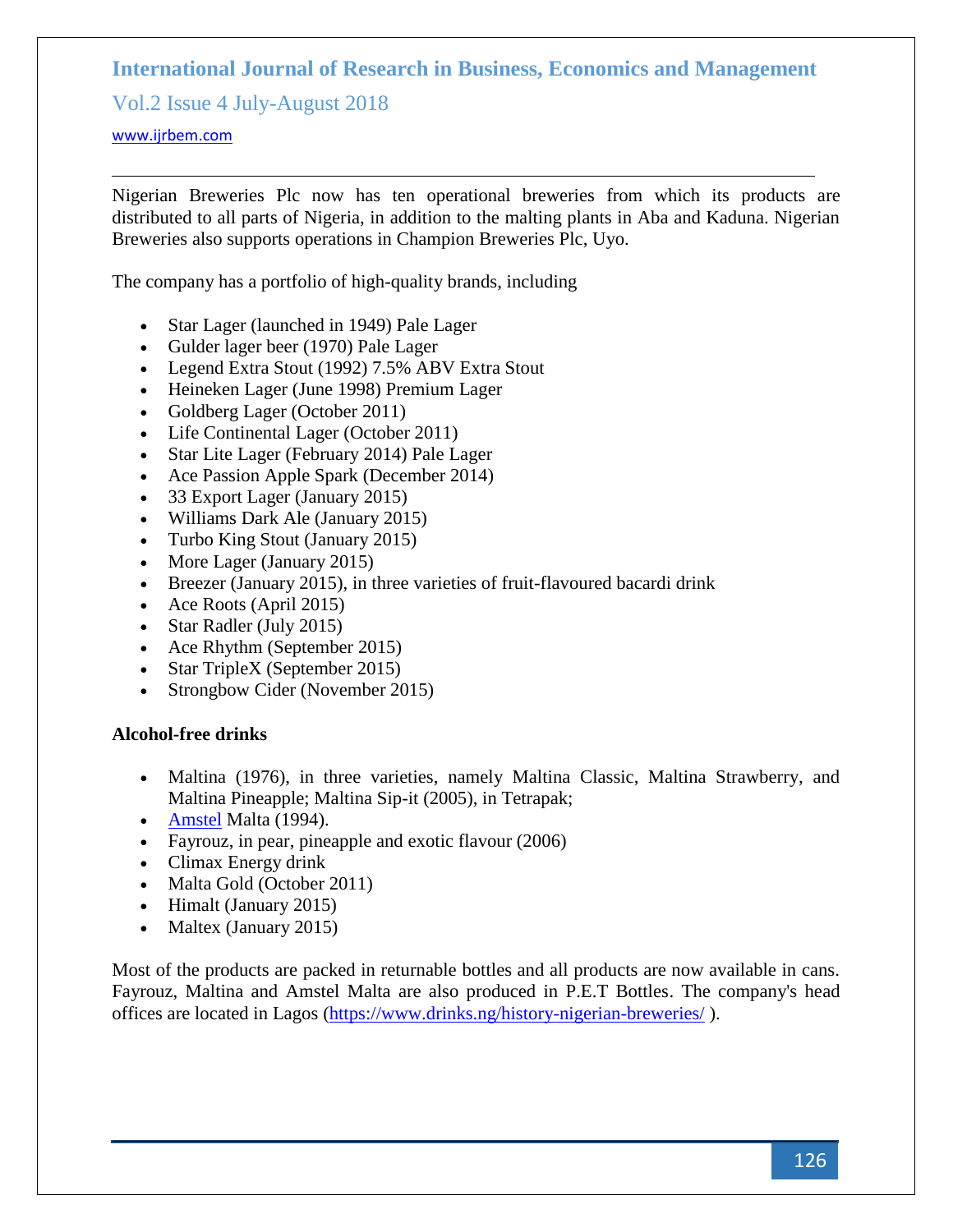Nigerian Breweries Plc now has ten operational breweries from which its products are distributed to all parts of Nigeria, in addition to the malting plants in Aba and Kaduna. Nigerian Breweries also supports operations in Champion Breweries Plc, Uyo.

The company has a portfolio of high-quality brands, including

- Star Lager (launched in 1949) Pale Lager
- Gulder lager beer (1970) Pale Lager
- Legend Extra Stout (1992) 7.5% ABV Extra Stout
- Heineken Lager (June 1998) Premium Lager
- Goldberg Lager (October 2011)
- Life Continental Lager (October 2011)
- Star Lite Lager (February 2014) Pale Lager
- Ace Passion Apple Spark (December 2014)
- 33 Export Lager (January 2015)
- Williams Dark Ale (January 2015)
- Turbo King Stout (January 2015)
- More Lager (January 2015)
- Breezer (January 2015), in three varieties of fruit-flavoured bacardi drink
- Ace Roots (April 2015)
- Star Radler (July 2015)
- Ace Rhythm (September 2015)
- Star TripleX (September 2015)
- Strongbow Cider (November 2015)

**Alcohol-free drinks**

- Maltina (1976), in three varieties, namely Maltina Classic, Maltina Strawberry, and Maltina Pineapple; Maltina Sip-it (2005), in Tetrapak;
- Amstel Malta (1994).
- Fayrouz, in pear, pineapple and exotic flavour (2006)
- Climax Energy drink
- Malta Gold (October 2011)
- Himalt (January 2015)
- Maltex (January 2015)

Most of the products are packed in returnable bottles and all products are now available in cans. Fayrouz, Maltina and Amstel Malta are also produced in P.E.T Bottles. The company's head offices are located in Lagos (https://www.drinks.ng/history-nigerian-breweries/ ).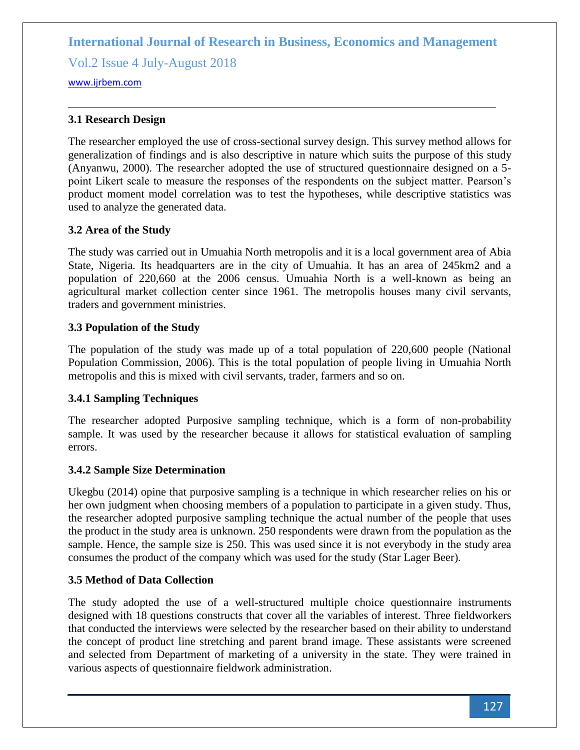### 3.1 Research Design

The researcher employed the use of cross-sectional survey design. This survey method allows for generalization of findings and is also descriptive in nature which suits the purpose of this study (Anyanwu, 2000). The researcher adopted the use of structured questionnaire designed on a 5-point Likert scale to measure the responses of the respondents on the subject matter. Pearson's product moment model correlation was to test the hypotheses, while descriptive statistics was used to analyze the generated data.

### 3.2 Area of the Study

The study was carried out in Umuahia North metropolis and it is a local government area of Abia State, Nigeria. Its headquarters are in the city of Umuahia. It has an area of 245km2 and a population of 220,660 at the 2006 census. Umuahia North is a well-known as being an agricultural market collection center since 1961. The metropolis houses many civil servants, traders and government ministries.

### 3.3 Population of the Study

The population of the study was made up of a total population of 220,600 people (National Population Commission, 2006). This is the total population of people living in Umuahia North metropolis and this is mixed with civil servants, trader, farmers and so on.

### 3.4.1 Sampling Techniques

The researcher adopted Purposive sampling technique, which is a form of non-probability sample. It was used by the researcher because it allows for statistical evaluation of sampling errors.

### 3.4.2 Sample Size Determination

Ukegbu (2014) opine that purposive sampling is a technique in which researcher relies on his or her own judgment when choosing members of a population to participate in a given study. Thus, the researcher adopted purposive sampling technique the actual number of the people that uses the product in the study area is unknown. 250 respondents were drawn from the population as the sample. Hence, the sample size is 250. This was used since it is not everybody in the study area consumes the product of the company which was used for the study (Star Lager Beer).

### 3.5 Method of Data Collection

The study adopted the use of a well-structured multiple choice questionnaire instruments designed with 18 questions constructs that cover all the variables of interest. Three fieldworkers that conducted the interviews were selected by the researcher based on their ability to understand the concept of product line stretching and parent brand image. These assistants were screened and selected from Department of marketing of a university in the state. They were trained in various aspects of questionnaire fieldwork administration.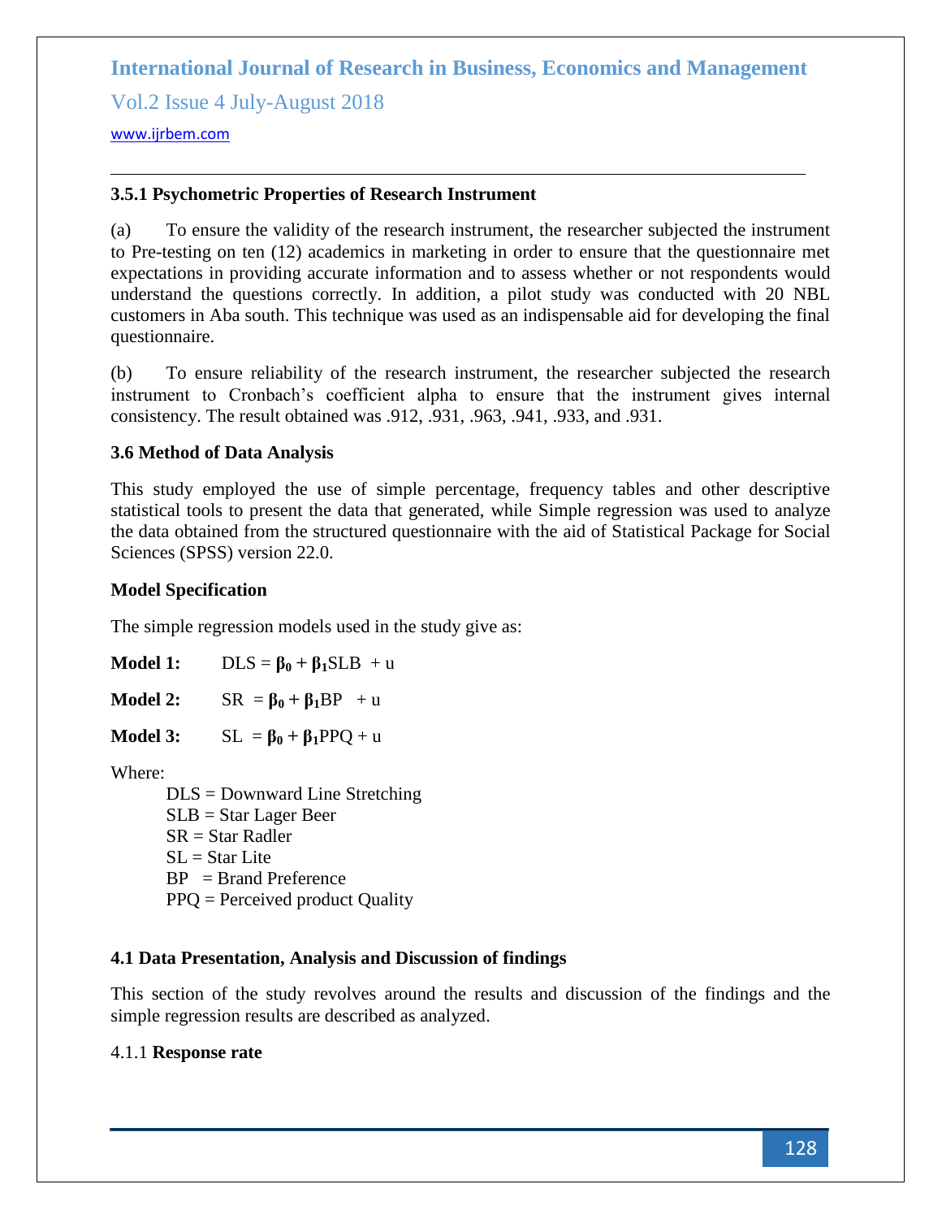### 3.5.1 Psychometric Properties of Research Instrument

(a) To ensure the validity of the research instrument, the researcher subjected the instrument to Pre-testing on ten (12) academics in marketing in order to ensure that the questionnaire met expectations in providing accurate information and to assess whether or not respondents would understand the questions correctly. In addition, a pilot study was conducted with 20 NBL customers in Aba south. This technique was used as an indispensable aid for developing the final questionnaire.

(b) To ensure reliability of the research instrument, the researcher subjected the research instrument to Cronbach's coefficient alpha to ensure that the instrument gives internal consistency. The result obtained was .912, .931, .963, .941, .933, and .931.

### 3.6 Method of Data Analysis

This study employed the use of simple percentage, frequency tables and other descriptive statistical tools to present the data that generated, while Simple regression was used to analyze the data obtained from the structured questionnaire with the aid of Statistical Package for Social Sciences (SPSS) version 22.0.

**Model Specification**

The simple regression models used in the study give as:

**Model 1:** $DLS = \beta_0 + \beta_1 SLB + u$

**Model 2:** $SR = \beta_0 + \beta_1 BP + u$

**Model 3:** $SL = \beta_0 + \beta_1 PPQ + u$

Where:

DLS = Downward Line Stretching
SLB = Star Lager Beer
SR = Star Radler
SL = Star Lite
BP = Brand Preference
PPQ = Perceived product Quality

### 4.1 Data Presentation, Analysis and Discussion of findings

This section of the study revolves around the results and discussion of the findings and the simple regression results are described as analyzed.

4.1.1 **Response rate**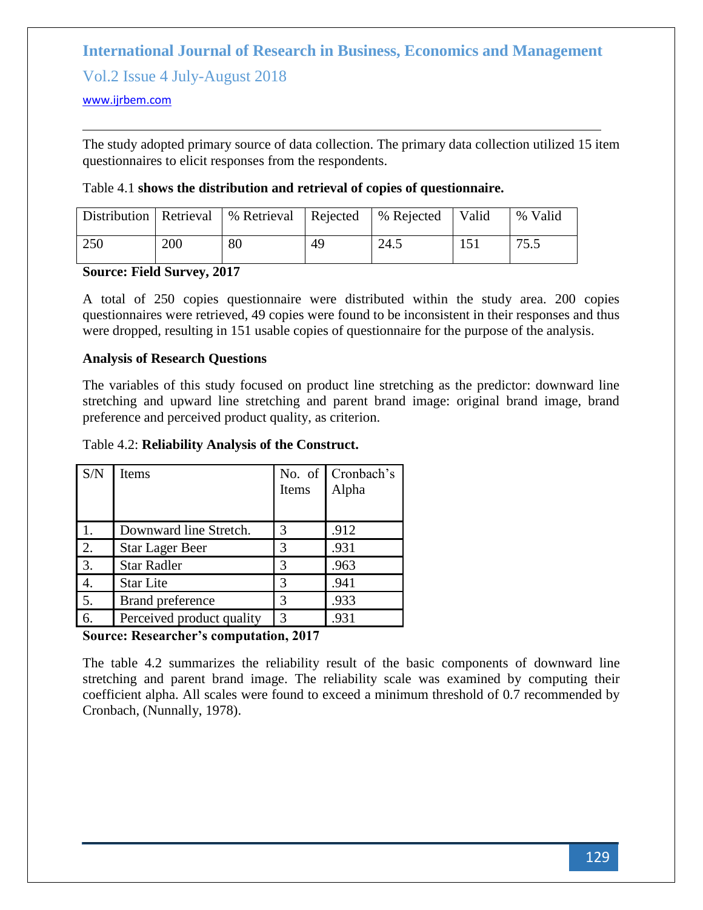The study adopted primary source of data collection. The primary data collection utilized 15 item questionnaires to elicit responses from the respondents.

Table 4.1 **shows the distribution and retrieval of copies of questionnaire.**

| Distribution | Retrieval | % Retrieval | Rejected | % Rejected | Valid | % Valid |
|---|---|---|---|---|---|---|
| 250 | 200 | 80 | 49 | 24.5 | 151 | 75.5 |

**Source: Field Survey, 2017**

A total of 250 copies questionnaire were distributed within the study area. 200 copies questionnaires were retrieved, 49 copies were found to be inconsistent in their responses and thus were dropped, resulting in 151 usable copies of questionnaire for the purpose of the analysis.

**Analysis of Research Questions**

The variables of this study focused on product line stretching as the predictor: downward line stretching and upward line stretching and parent brand image: original brand image, brand preference and perceived product quality, as criterion.

Table 4.2: **Reliability Analysis of the Construct.**

| S/N | Items | No. of Items | Cronbach's Alpha |
|---|---|---|---|
| 1. | Downward line Stretch. | 3 | .912 |
| 2. | Star Lager Beer | 3 | .931 |
| 3. | Star Radler | 3 | .963 |
| 4. | Star Lite | 3 | .941 |
| 5. | Brand preference | 3 | .933 |
| 6. | Perceived product quality | 3 | .931 |

**Source: Researcher's computation, 2017**

The table 4.2 summarizes the reliability result of the basic components of downward line stretching and parent brand image. The reliability scale was examined by computing their coefficient alpha. All scales were found to exceed a minimum threshold of 0.7 recommended by Cronbach, (Nunnally, 1978).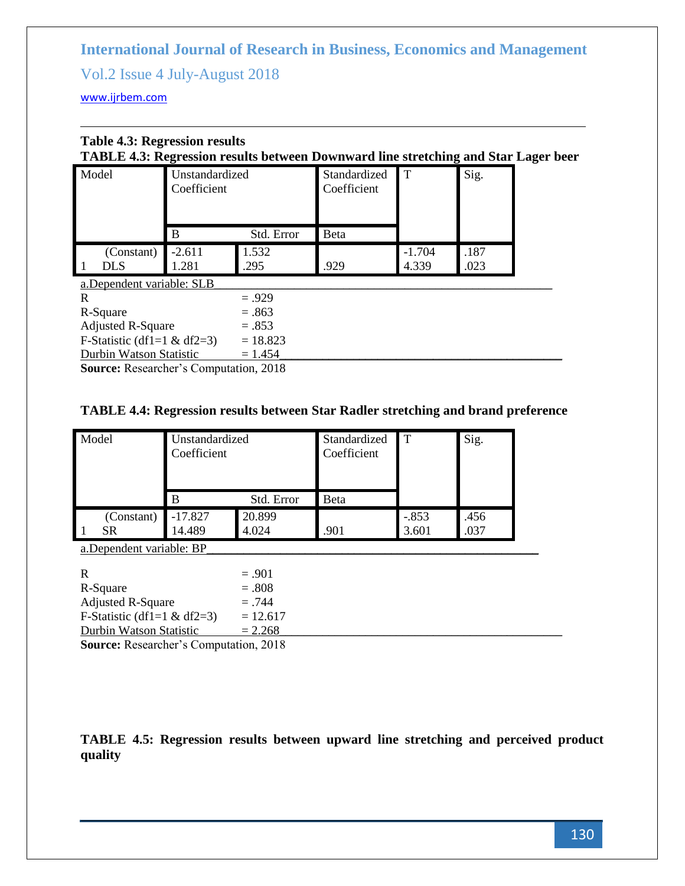**Table 4.3: Regression results**

**TABLE 4.3: Regression results between Downward line stretching and Star Lager beer**

| Model | Unstandardized Coefficient | | Standardized Coefficient | T | Sig. |
|---|---|---|---|---|---|
| | B | Std. Error | Beta | | |
| 1 (Constant) | -2.611 | 1.532 | | -1.704 | .187 |
| DLS | 1.281 | .295 | .929 | 4.339 | .023 |

a.Dependent variable: SLB

| | |
|---|---|
| R | = .929 |
| R-Square | = .863 |
| Adjusted R-Square | = .853 |
| F-Statistic (df1=1 & df2=3) | = 18.823 |
| Durbin Watson Statistic | = 1.454 |

**Source:** Researcher's Computation, 2018

**TABLE 4.4: Regression results between Star Radler stretching and brand preference**

| Model | Unstandardized Coefficient | | Standardized Coefficient | T | Sig. |
|---|---|---|---|---|---|
| | B | Std. Error | Beta | | |
| 1 (Constant) | -17.827 | 20.899 | | -.853 | .456 |
| SR | 14.489 | 4.024 | .901 | 3.601 | .037 |

a.Dependent variable: BP

| | |
|---|---|
| R | = .901 |
| R-Square | = .808 |
| Adjusted R-Square | = .744 |
| F-Statistic (df1=1 & df2=3) | = 12.617 |
| Durbin Watson Statistic | = 2.268 |

**Source:** Researcher's Computation, 2018

**TABLE 4.5: Regression results between upward line stretching and perceived product quality**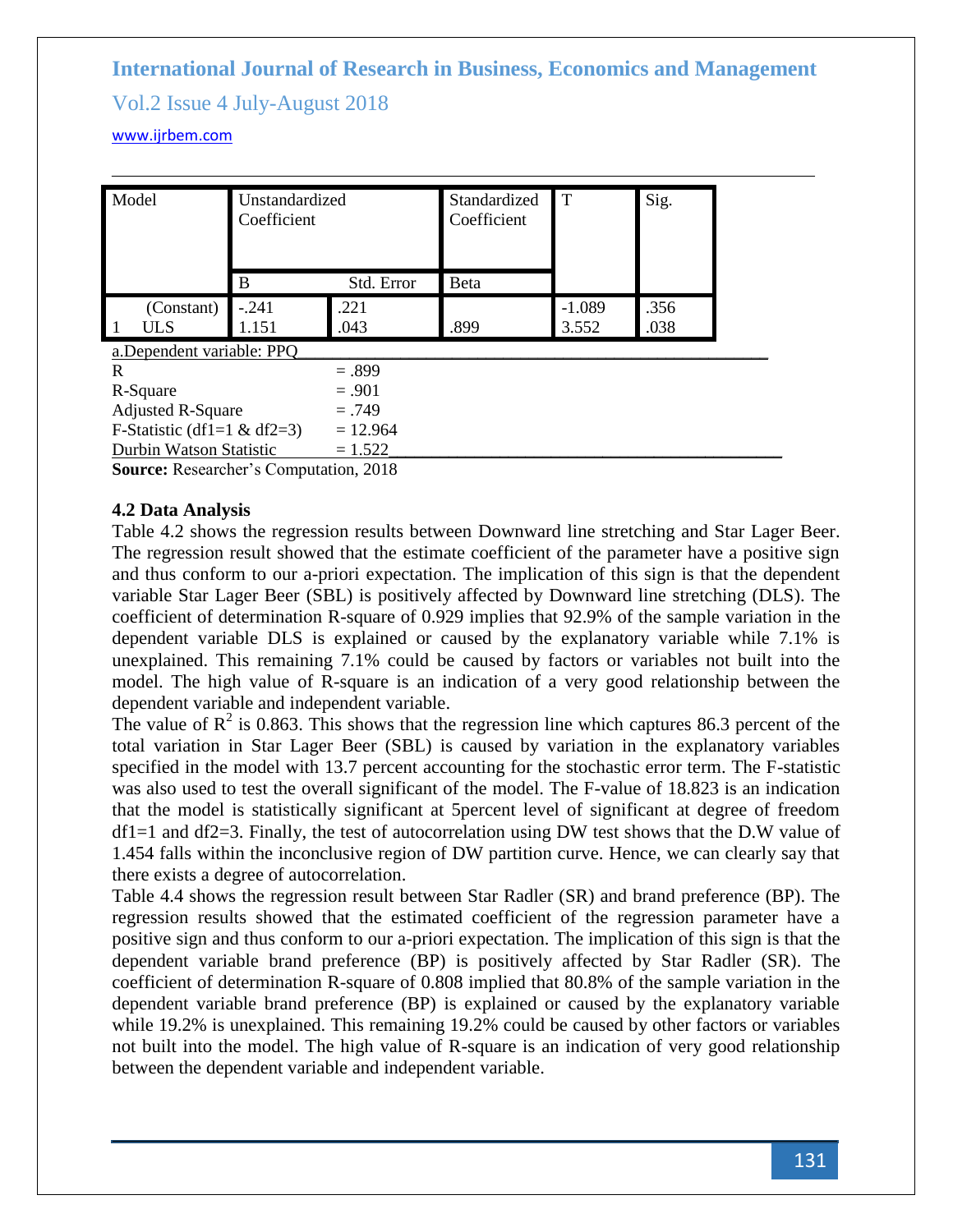| Model | Unstandardized Coefficient | | Standardized Coefficient | T | Sig. |
|---|---|---|---|---|---|
| | B | Std. Error | Beta | | |
| (Constant) | -.241 | .221 | | -1.089 | .356 |
| 1 ULS | 1.151 | .043 | .899 | 3.552 | .038 |

a.Dependent variable: PPQ

R = .899
R-Square = .901
Adjusted R-Square = .749
F-Statistic (df1=1 & df2=3) = 12.964
Durbin Watson Statistic = 1.522

**Source:** Researcher's Computation, 2018

### 4.2 Data Analysis

Table 4.2 shows the regression results between Downward line stretching and Star Lager Beer. The regression result showed that the estimate coefficient of the parameter have a positive sign and thus conform to our a-priori expectation. The implication of this sign is that the dependent variable Star Lager Beer (SBL) is positively affected by Downward line stretching (DLS). The coefficient of determination R-square of 0.929 implies that 92.9% of the sample variation in the dependent variable DLS is explained or caused by the explanatory variable while 7.1% is unexplained. This remaining 7.1% could be caused by factors or variables not built into the model. The high value of R-square is an indication of a very good relationship between the dependent variable and independent variable.

The value of $R^2$ is 0.863. This shows that the regression line which captures 86.3 percent of the total variation in Star Lager Beer (SBL) is caused by variation in the explanatory variables specified in the model with 13.7 percent accounting for the stochastic error term. The F-statistic was also used to test the overall significant of the model. The F-value of 18.823 is an indication that the model is statistically significant at 5percent level of significant at degree of freedom df1=1 and df2=3. Finally, the test of autocorrelation using DW test shows that the D.W value of 1.454 falls within the inconclusive region of DW partition curve. Hence, we can clearly say that there exists a degree of autocorrelation.

Table 4.4 shows the regression result between Star Radler (SR) and brand preference (BP). The regression results showed that the estimated coefficient of the regression parameter have a positive sign and thus conform to our a-priori expectation. The implication of this sign is that the dependent variable brand preference (BP) is positively affected by Star Radler (SR). The coefficient of determination R-square of 0.808 implied that 80.8% of the sample variation in the dependent variable brand preference (BP) is explained or caused by the explanatory variable while 19.2% is unexplained. This remaining 19.2% could be caused by other factors or variables not built into the model. The high value of R-square is an indication of very good relationship between the dependent variable and independent variable.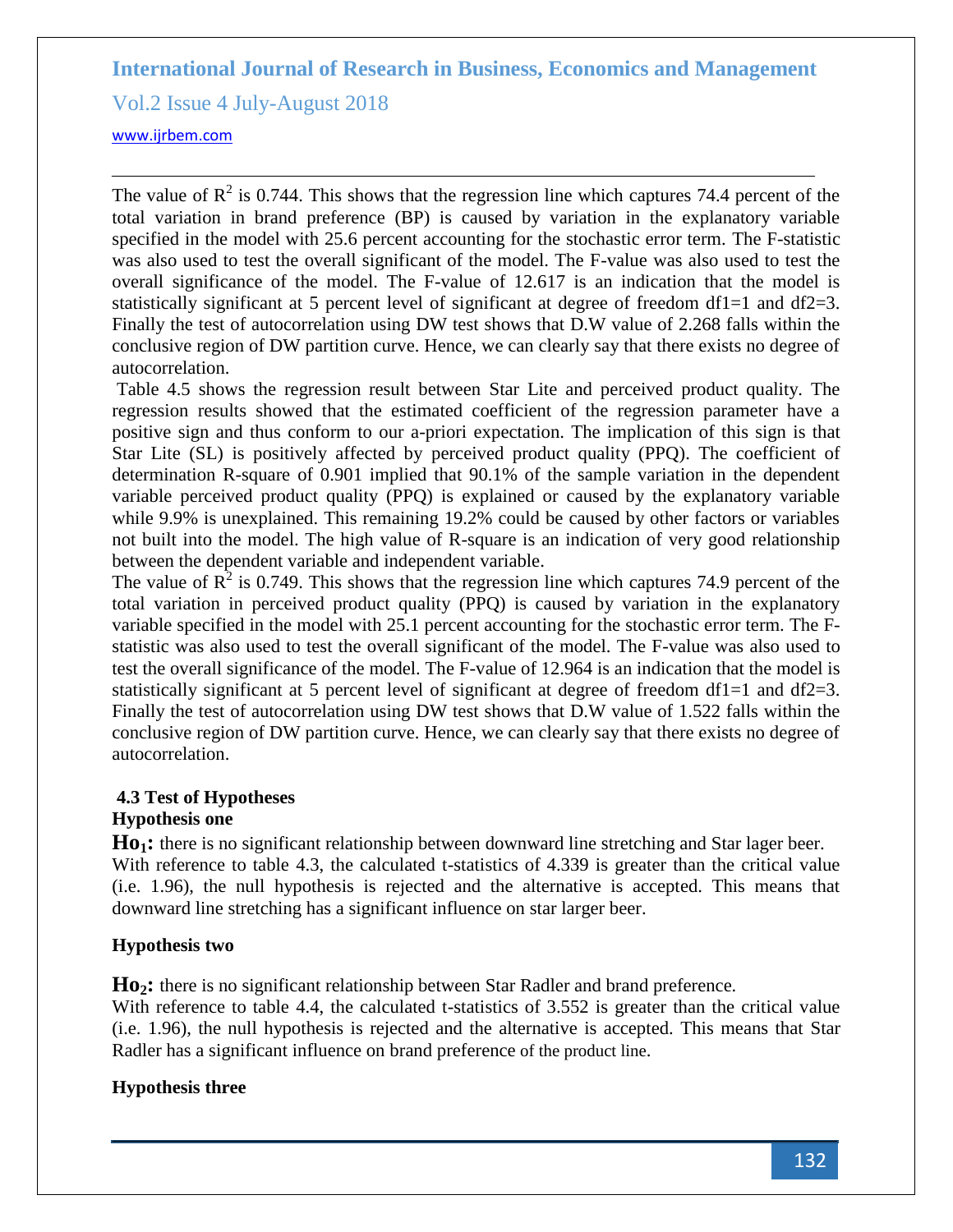The value of $R^2$ is 0.744. This shows that the regression line which captures 74.4 percent of the total variation in brand preference (BP) is caused by variation in the explanatory variable specified in the model with 25.6 percent accounting for the stochastic error term. The F-statistic was also used to test the overall significant of the model. The F-value was also used to test the overall significance of the model. The F-value of 12.617 is an indication that the model is statistically significant at 5 percent level of significant at degree of freedom df1=1 and df2=3. Finally the test of autocorrelation using DW test shows that D.W value of 2.268 falls within the conclusive region of DW partition curve. Hence, we can clearly say that there exists no degree of autocorrelation.

Table 4.5 shows the regression result between Star Lite and perceived product quality. The regression results showed that the estimated coefficient of the regression parameter have a positive sign and thus conform to our a-priori expectation. The implication of this sign is that Star Lite (SL) is positively affected by perceived product quality (PPQ). The coefficient of determination R-square of 0.901 implied that 90.1% of the sample variation in the dependent variable perceived product quality (PPQ) is explained or caused by the explanatory variable while 9.9% is unexplained. This remaining 19.2% could be caused by other factors or variables not built into the model. The high value of R-square is an indication of very good relationship between the dependent variable and independent variable.

The value of $R^2$ is 0.749. This shows that the regression line which captures 74.9 percent of the total variation in perceived product quality (PPQ) is caused by variation in the explanatory variable specified in the model with 25.1 percent accounting for the stochastic error term. The F-statistic was also used to test the overall significant of the model. The F-value was also used to test the overall significance of the model. The F-value of 12.964 is an indication that the model is statistically significant at 5 percent level of significant at degree of freedom df1=1 and df2=3. Finally the test of autocorrelation using DW test shows that D.W value of 1.522 falls within the conclusive region of DW partition curve. Hence, we can clearly say that there exists no degree of autocorrelation.

### 4.3 Test of Hypotheses

**Hypothesis one**

**$Ho_1$:** there is no significant relationship between downward line stretching and Star lager beer. With reference to table 4.3, the calculated t-statistics of 4.339 is greater than the critical value (i.e. 1.96), the null hypothesis is rejected and the alternative is accepted. This means that downward line stretching has a significant influence on star larger beer.

**Hypothesis two**

**$Ho_2$:** there is no significant relationship between Star Radler and brand preference. With reference to table 4.4, the calculated t-statistics of 3.552 is greater than the critical value (i.e. 1.96), the null hypothesis is rejected and the alternative is accepted. This means that Star Radler has a significant influence on brand preference of the product line.

**Hypothesis three**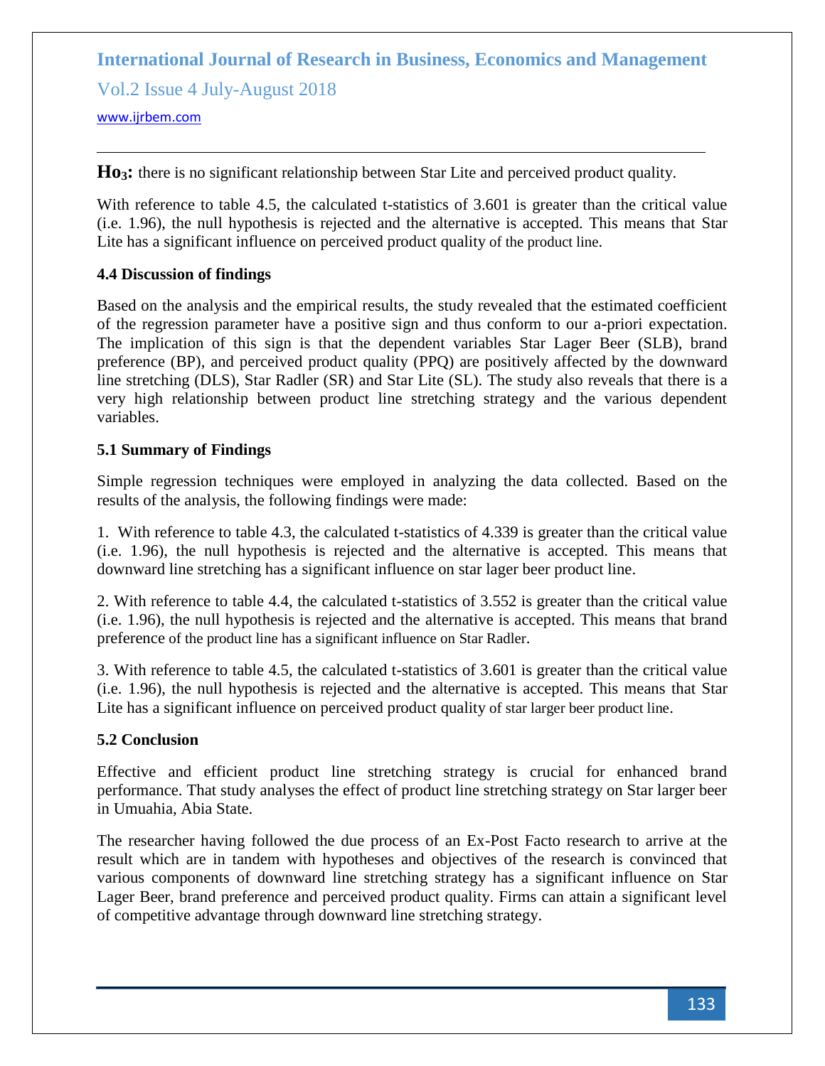**Ho$_3$:** there is no significant relationship between Star Lite and perceived product quality.

With reference to table 4.5, the calculated t-statistics of 3.601 is greater than the critical value (i.e. 1.96), the null hypothesis is rejected and the alternative is accepted. This means that Star Lite has a significant influence on perceived product quality of the product line.

### 4.4 Discussion of findings

Based on the analysis and the empirical results, the study revealed that the estimated coefficient of the regression parameter have a positive sign and thus conform to our a-priori expectation. The implication of this sign is that the dependent variables Star Lager Beer (SLB), brand preference (BP), and perceived product quality (PPQ) are positively affected by the downward line stretching (DLS), Star Radler (SR) and Star Lite (SL). The study also reveals that there is a very high relationship between product line stretching strategy and the various dependent variables.

### 5.1 Summary of Findings

Simple regression techniques were employed in analyzing the data collected. Based on the results of the analysis, the following findings were made:

1. With reference to table 4.3, the calculated t-statistics of 4.339 is greater than the critical value (i.e. 1.96), the null hypothesis is rejected and the alternative is accepted. This means that downward line stretching has a significant influence on star lager beer product line.

2. With reference to table 4.4, the calculated t-statistics of 3.552 is greater than the critical value (i.e. 1.96), the null hypothesis is rejected and the alternative is accepted. This means that brand preference of the product line has a significant influence on Star Radler.

3. With reference to table 4.5, the calculated t-statistics of 3.601 is greater than the critical value (i.e. 1.96), the null hypothesis is rejected and the alternative is accepted. This means that Star Lite has a significant influence on perceived product quality of star larger beer product line.

### 5.2 Conclusion

Effective and efficient product line stretching strategy is crucial for enhanced brand performance. That study analyses the effect of product line stretching strategy on Star larger beer in Umuahia, Abia State.

The researcher having followed the due process of an Ex-Post Facto research to arrive at the result which are in tandem with hypotheses and objectives of the research is convinced that various components of downward line stretching strategy has a significant influence on Star Lager Beer, brand preference and perceived product quality. Firms can attain a significant level of competitive advantage through downward line stretching strategy.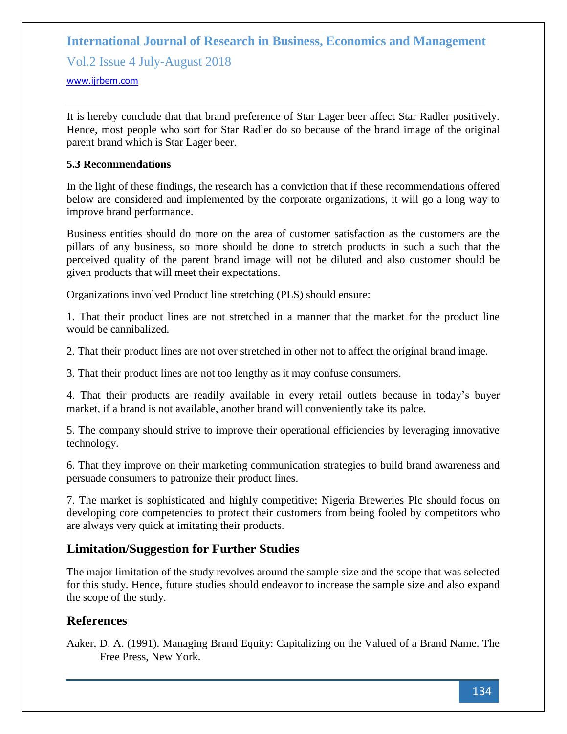It is hereby conclude that that brand preference of Star Lager beer affect Star Radler positively. Hence, most people who sort for Star Radler do so because of the brand image of the original parent brand which is Star Lager beer.

### 5.3 Recommendations

In the light of these findings, the research has a conviction that if these recommendations offered below are considered and implemented by the corporate organizations, it will go a long way to improve brand performance.

Business entities should do more on the area of customer satisfaction as the customers are the pillars of any business, so more should be done to stretch products in such a such that the perceived quality of the parent brand image will not be diluted and also customer should be given products that will meet their expectations.

Organizations involved Product line stretching (PLS) should ensure:

1. That their product lines are not stretched in a manner that the market for the product line would be cannibalized.

2. That their product lines are not over stretched in other not to affect the original brand image.

3. That their product lines are not too lengthy as it may confuse consumers.

4. That their products are readily available in every retail outlets because in today's buyer market, if a brand is not available, another brand will conveniently take its palce.

5. The company should strive to improve their operational efficiencies by leveraging innovative technology.

6. That they improve on their marketing communication strategies to build brand awareness and persuade consumers to patronize their product lines.

7. The market is sophisticated and highly competitive; Nigeria Breweries Plc should focus on developing core competencies to protect their customers from being fooled by competitors who are always very quick at imitating their products.

## Limitation/Suggestion for Further Studies

The major limitation of the study revolves around the sample size and the scope that was selected for this study. Hence, future studies should endeavor to increase the sample size and also expand the scope of the study.

## References

Aaker, D. A. (1991). Managing Brand Equity: Capitalizing on the Valued of a Brand Name. The Free Press, New York.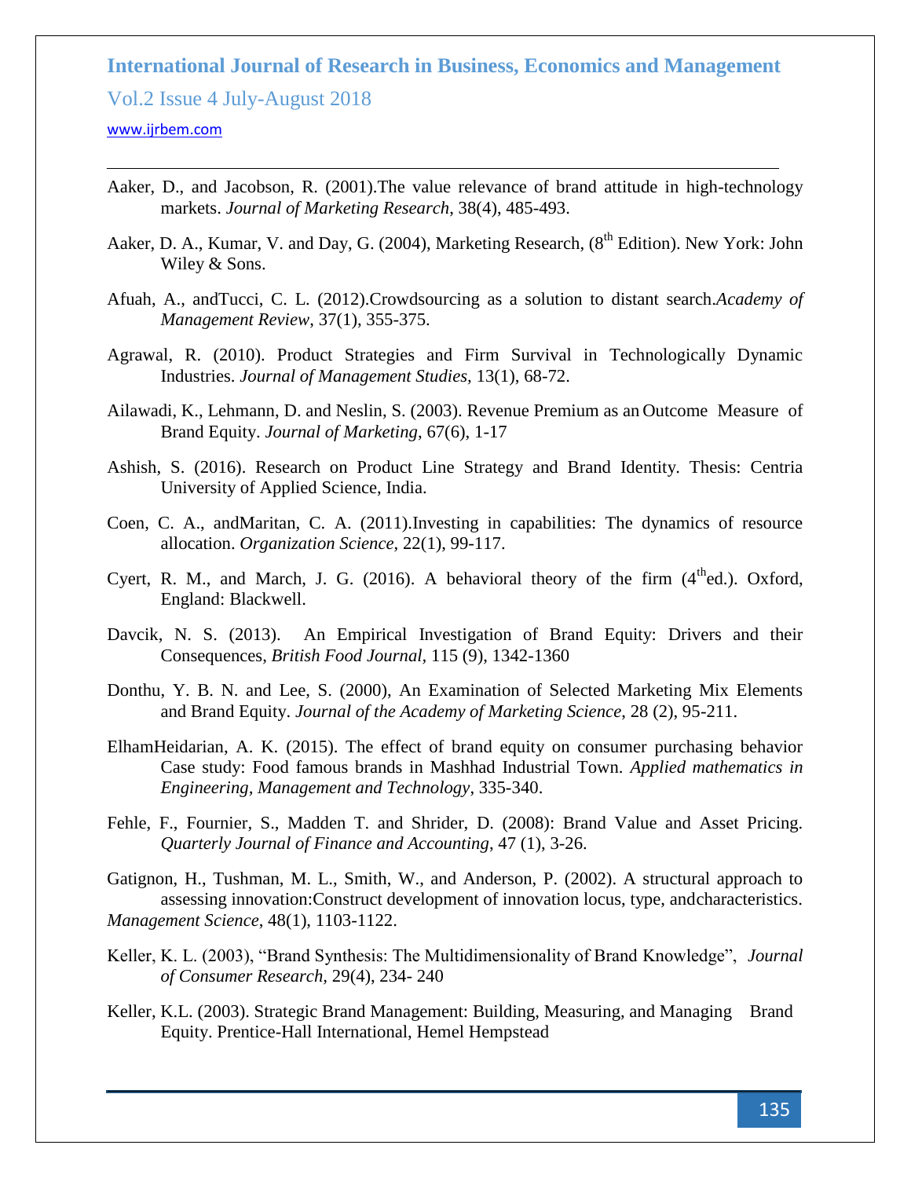Aaker, D., and Jacobson, R. (2001).The value relevance of brand attitude in high-technology markets. *Journal of Marketing Research*, 38(4), 485-493.

Aaker, D. A., Kumar, V. and Day, G. (2004), Marketing Research, (8th Edition). New York: John Wiley & Sons.

Afuah, A., andTucci, C. L. (2012).Crowdsourcing as a solution to distant search.*Academy of Management Review*, 37(1), 355-375.

Agrawal, R. (2010). Product Strategies and Firm Survival in Technologically Dynamic Industries. *Journal of Management Studies,* 13(1), 68-72.

Ailawadi, K., Lehmann, D. and Neslin, S. (2003). Revenue Premium as an Outcome Measure of Brand Equity. *Journal of Marketing*, 67(6), 1-17

Ashish, S. (2016). Research on Product Line Strategy and Brand Identity. Thesis: Centria University of Applied Science, India.

Coen, C. A., andMaritan, C. A. (2011).Investing in capabilities: The dynamics of resource allocation. *Organization Science*, 22(1), 99-117.

Cyert, R. M., and March, J. G. (2016). A behavioral theory of the firm (4thed.). Oxford, England: Blackwell.

Davcik, N. S. (2013). An Empirical Investigation of Brand Equity: Drivers and their Consequences, *British Food Journal,* 115 (9), 1342-1360

Donthu, Y. B. N. and Lee, S. (2000), An Examination of Selected Marketing Mix Elements and Brand Equity. *Journal of the Academy of Marketing Science*, 28 (2), 95-211.

ElhamHeidarian, A. K. (2015). The effect of brand equity on consumer purchasing behavior Case study: Food famous brands in Mashhad Industrial Town. *Applied mathematics in Engineering, Management and Technology*, 335-340.

Fehle, F., Fournier, S., Madden T. and Shrider, D. (2008): Brand Value and Asset Pricing. *Quarterly Journal of Finance and Accounting*, 47 (1), 3-26.

Gatignon, H., Tushman, M. L., Smith, W., and Anderson, P. (2002). A structural approach to assessing innovation:Construct development of innovation locus, type, andcharacteristics. *Management Science*, 48(1), 1103-1122.

Keller, K. L. (2003), "Brand Synthesis: The Multidimensionality of Brand Knowledge", *Journal of Consumer Research,* 29(4), 234- 240

Keller, K.L. (2003). Strategic Brand Management: Building, Measuring, and Managing Brand Equity. Prentice-Hall International, Hemel Hempstead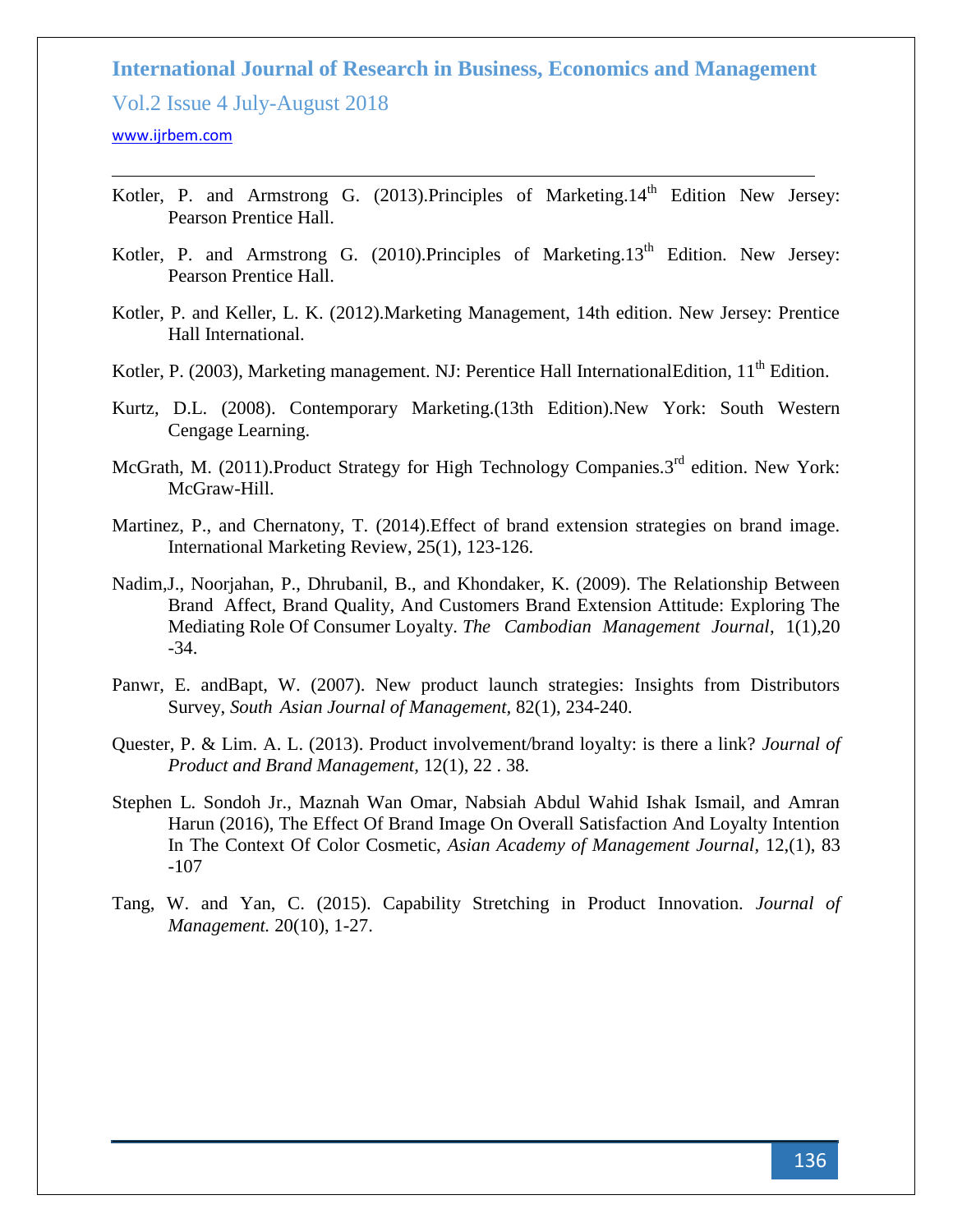Kotler, P. and Armstrong G. (2013).Principles of Marketing.14th Edition New Jersey: Pearson Prentice Hall.

Kotler, P. and Armstrong G. (2010).Principles of Marketing.13th Edition. New Jersey: Pearson Prentice Hall.

Kotler, P. and Keller, L. K. (2012).Marketing Management, 14th edition. New Jersey: Prentice Hall International.

Kotler, P. (2003), Marketing management. NJ: Perentice Hall InternationalEdition, 11th Edition.

Kurtz, D.L. (2008). Contemporary Marketing.(13th Edition).New York: South Western Cengage Learning.

McGrath, M. (2011).Product Strategy for High Technology Companies.3rd edition. New York: McGraw-Hill.

Martinez, P., and Chernatony, T. (2014).Effect of brand extension strategies on brand image. International Marketing Review, 25(1), 123-126.

Nadim,J., Noorjahan, P., Dhrubanil, B., and Khondaker, K. (2009). The Relationship Between Brand Affect, Brand Quality, And Customers Brand Extension Attitude: Exploring The Mediating Role Of Consumer Loyalty. *The Cambodian Management Journal*, 1(1),20 -34.

Panwr, E. andBapt, W. (2007). New product launch strategies: Insights from Distributors Survey, *South Asian Journal of Management,* 82(1), 234-240.

Quester, P. & Lim. A. L. (2013). Product involvement/brand loyalty: is there a link? *Journal of Product and Brand Management,* 12(1), 22 . 38.

Stephen L. Sondoh Jr., Maznah Wan Omar, Nabsiah Abdul Wahid Ishak Ismail, and Amran Harun (2016), The Effect Of Brand Image On Overall Satisfaction And Loyalty Intention In The Context Of Color Cosmetic, *Asian Academy of Management Journal*, 12,(1), 83 -107

Tang, W. and Yan, C. (2015). Capability Stretching in Product Innovation. *Journal of Management.* 20(10), 1-27.